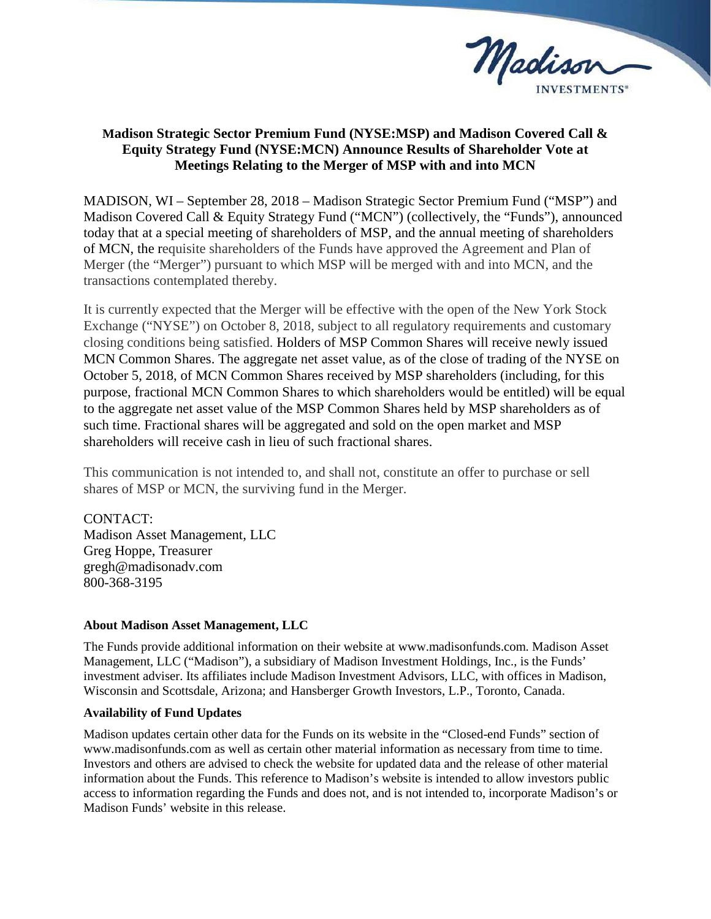# Madison Strategic Sector Premium Fund (NYSE:MSP) and Madison Covered Call & Equity Strategy Fund (NYSE:MCN) Announce Results of Shareholder Vote at Meetings Relating to the Merger of MSP with and into MCN

MADISON, WI – September 28, 2018 – Madison Strategic Sector Premium Fund ("MSP") and Madison Covered Call & Equity Strategy Fund ("MCN") (collectively, the "Funds"), announced today that at a special meeting of shareholders of MSP, and the annual meeting of shareholders of MCN, the requisite shareholders of the Funds have approved the Agreement and Plan of Merger (the "Merger") pursuant to which MSP will be merged with and into MCN, and the transactions contemplated thereby.

It is currently expected that the Merger will be effective with the open of the New York Stock Exchange ("NYSE") on October 8, 2018, subject to all regulatory requirements and customary closing conditions being satisfied. Holders of MSP Common Shares will receive newly issued MCN Common Shares. The aggregate net asset value, as of the close of trading of the NYSE on October 5, 2018, of MCN Common Shares received by MSP shareholders (including, for this purpose, fractional MCN Common Shares to which shareholders would be entitled) will be equal to the aggregate net asset value of the MSP Common Shares held by MSP shareholders as of such time. Fractional shares will be aggregated and sold on the open market and MSP shareholders will receive cash in lieu of such fractional shares.

This communication is not intended to, and shall not, constitute an offer to purchase or sell shares of MSP or MCN, the surviving fund in the Merger.

CONTACT:
Madison Asset Management, LLC
Greg Hoppe, Treasurer
gregh@madisonadv.com
800-368-3195

**About Madison Asset Management, LLC**

The Funds provide additional information on their website at www.madisonfunds.com. Madison Asset Management, LLC ("Madison"), a subsidiary of Madison Investment Holdings, Inc., is the Funds' investment adviser. Its affiliates include Madison Investment Advisors, LLC, with offices in Madison, Wisconsin and Scottsdale, Arizona; and Hansberger Growth Investors, L.P., Toronto, Canada.

**Availability of Fund Updates**

Madison updates certain other data for the Funds on its website in the "Closed-end Funds" section of www.madisonfunds.com as well as certain other material information as necessary from time to time. Investors and others are advised to check the website for updated data and the release of other material information about the Funds. This reference to Madison's website is intended to allow investors public access to information regarding the Funds and does not, and is not intended to, incorporate Madison's or Madison Funds' website in this release.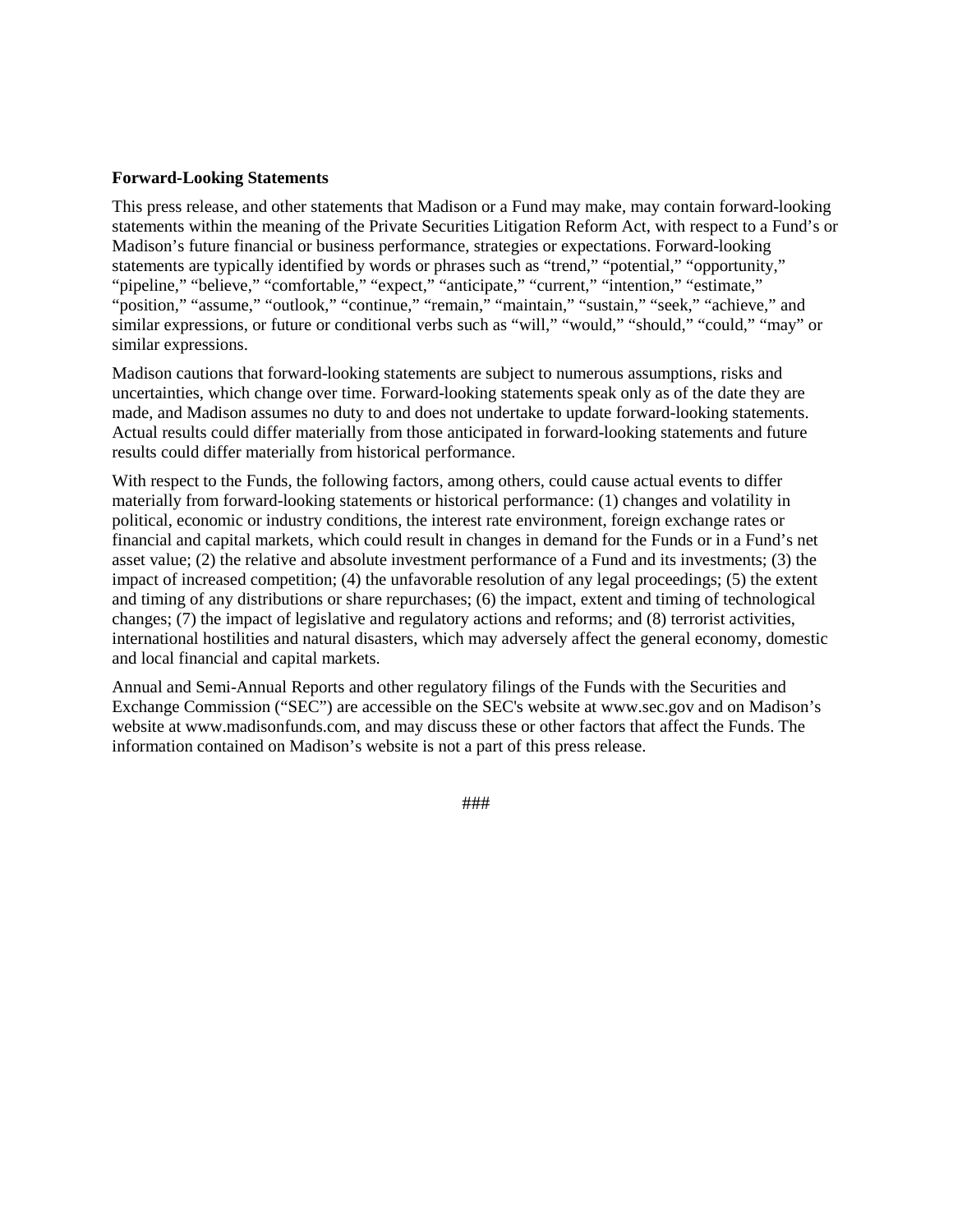**Forward-Looking Statements**

This press release, and other statements that Madison or a Fund may make, may contain forward-looking statements within the meaning of the Private Securities Litigation Reform Act, with respect to a Fund's or Madison's future financial or business performance, strategies or expectations. Forward-looking statements are typically identified by words or phrases such as "trend," "potential," "opportunity," "pipeline," "believe," "comfortable," "expect," "anticipate," "current," "intention," "estimate," "position," "assume," "outlook," "continue," "remain," "maintain," "sustain," "seek," "achieve," and similar expressions, or future or conditional verbs such as "will," "would," "should," "could," "may" or similar expressions.

Madison cautions that forward-looking statements are subject to numerous assumptions, risks and uncertainties, which change over time. Forward-looking statements speak only as of the date they are made, and Madison assumes no duty to and does not undertake to update forward-looking statements. Actual results could differ materially from those anticipated in forward-looking statements and future results could differ materially from historical performance.

With respect to the Funds, the following factors, among others, could cause actual events to differ materially from forward-looking statements or historical performance: (1) changes and volatility in political, economic or industry conditions, the interest rate environment, foreign exchange rates or financial and capital markets, which could result in changes in demand for the Funds or in a Fund's net asset value; (2) the relative and absolute investment performance of a Fund and its investments; (3) the impact of increased competition; (4) the unfavorable resolution of any legal proceedings; (5) the extent and timing of any distributions or share repurchases; (6) the impact, extent and timing of technological changes; (7) the impact of legislative and regulatory actions and reforms; and (8) terrorist activities, international hostilities and natural disasters, which may adversely affect the general economy, domestic and local financial and capital markets.

Annual and Semi-Annual Reports and other regulatory filings of the Funds with the Securities and Exchange Commission ("SEC") are accessible on the SEC's website at www.sec.gov and on Madison's website at www.madisonfunds.com, and may discuss these or other factors that affect the Funds. The information contained on Madison's website is not a part of this press release.

###